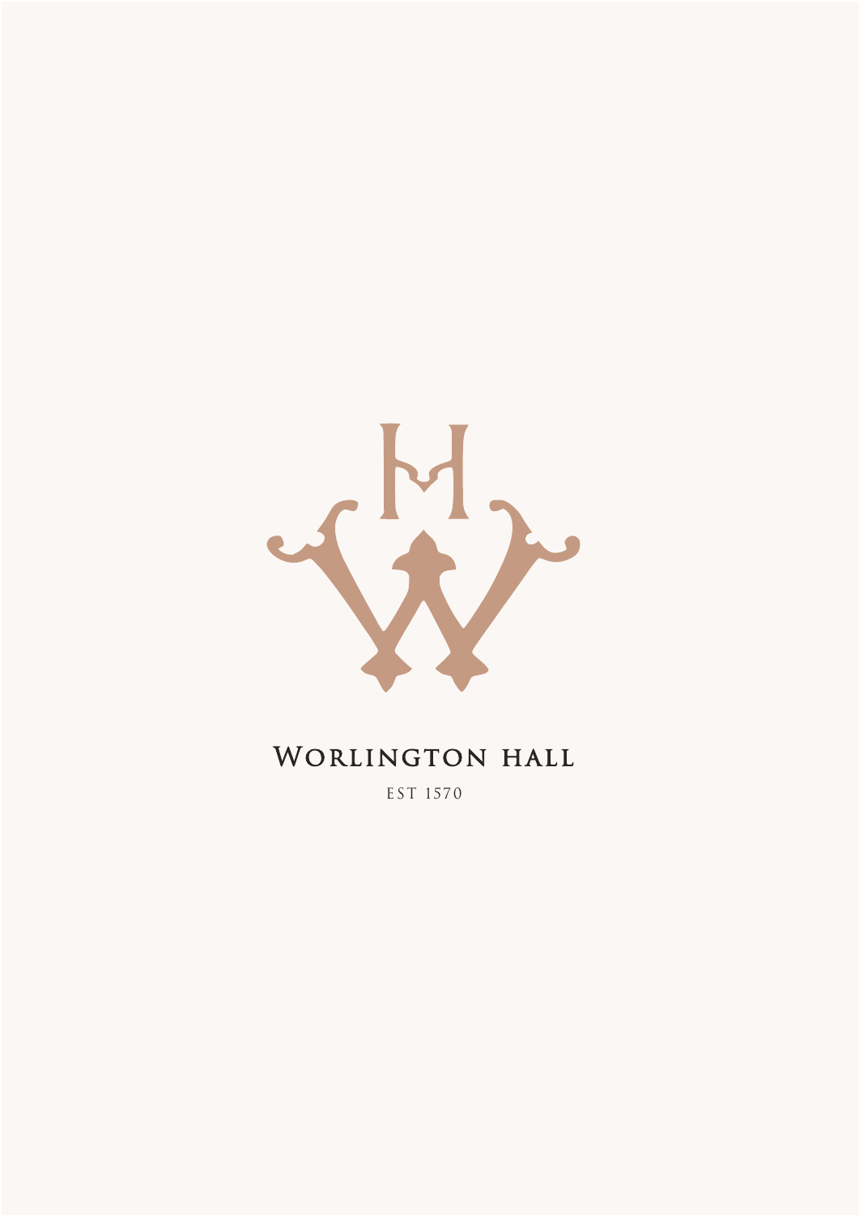# Worlington Hall

EST 1570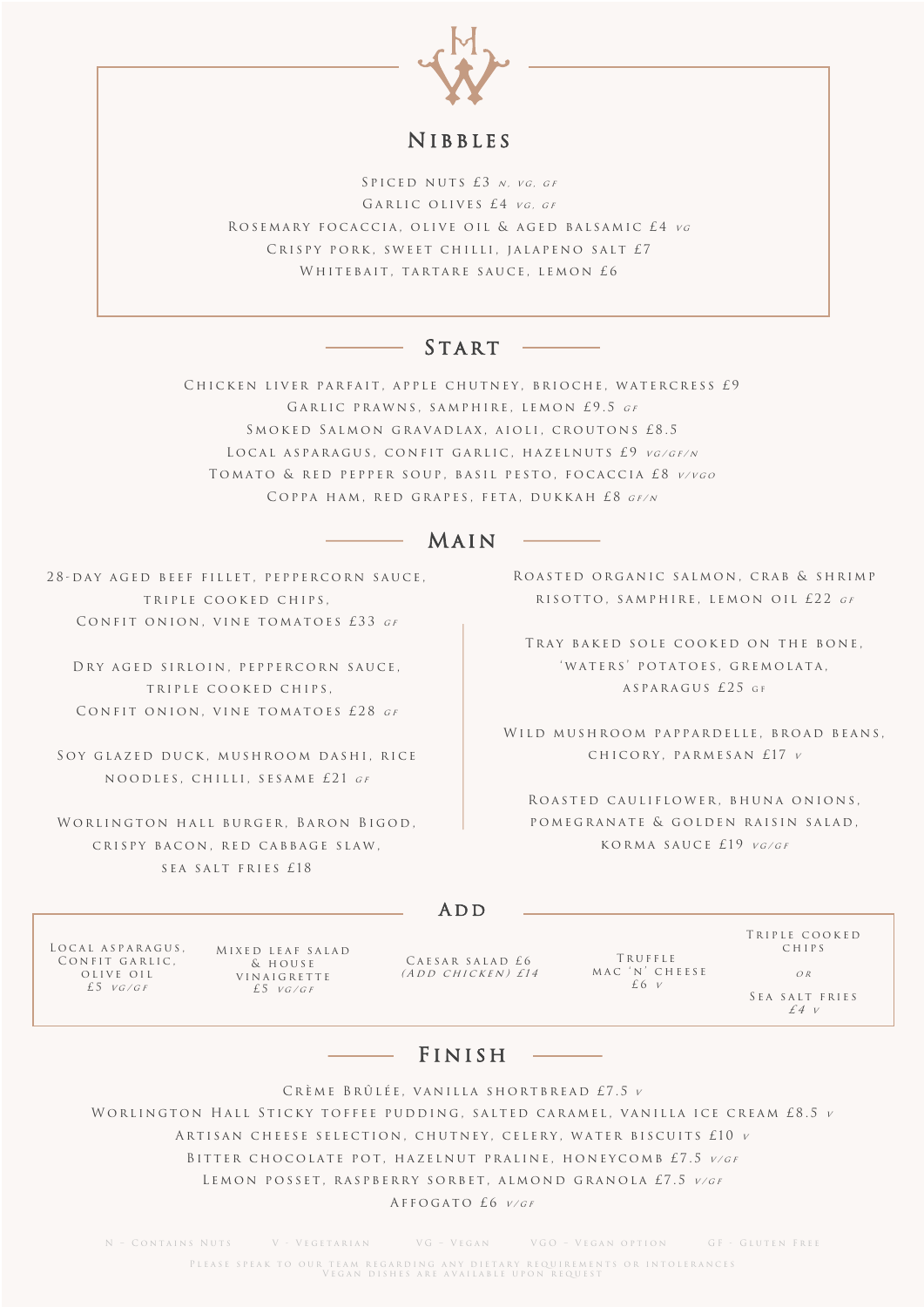## Nibbles

Spiced nuts £3 *n, vg, gf*
Garlic olives £4 *vg, gf*
Rosemary focaccia, olive oil & aged balsamic £4 *vg*
Crispy pork, sweet chilli, jalapeno salt £7
Whitebait, tartare sauce, lemon £6

## Start

Chicken liver parfait, apple chutney, brioche, watercress £9
Garlic prawns, samphire, lemon £9.5 *gf*
Smoked Salmon gravadlax, aioli, croutons £8.5
Local asparagus, confit garlic, hazelnuts £9 *vg/gf/n*
Tomato & red pepper soup, basil pesto, focaccia £8 *v/vgo*
Coppa ham, red grapes, feta, dukkah £8 *gf/n*

## Main

28-day aged beef fillet, peppercorn sauce, triple cooked chips, Confit onion, vine tomatoes £33 *gf*

Dry aged sirloin, peppercorn sauce, triple cooked chips, Confit onion, vine tomatoes £28 *gf*

Soy glazed duck, mushroom dashi, rice noodles, chilli, sesame £21 *gf*

Worlington hall burger, Baron Bigod, crispy bacon, red cabbage slaw, sea salt fries £18

Roasted organic salmon, crab & shrimp risotto, samphire, lemon oil £22 *gf*

Tray baked sole cooked on the bone, 'waters' potatoes, gremolata, asparagus £25 *gf*

Wild mushroom pappardelle, broad beans, chicory, parmesan £17 *v*

Roasted cauliflower, bhuna onions, pomegranate & golden raisin salad, korma sauce £19 *vg/gf*

## Add

Local asparagus, Confit garlic, olive oil £5 *vg/gf*

Mixed leaf salad & house vinaigrette £5 *vg/gf*

Caesar salad £6 *(add chicken) £14*

Truffle mac 'n' cheese £6 *v*

Triple cooked chips *or* Sea salt fries £4 *v*

## Finish

Crème Brûlée, vanilla shortbread £7.5 *v*
Worlington Hall Sticky toffee pudding, salted caramel, vanilla ice cream £8.5 *v*
Artisan cheese selection, chutney, celery, water biscuits £10 *v*
Bitter chocolate pot, hazelnut praline, honeycomb £7.5 *v/gf*
Lemon posset, raspberry sorbet, almond granola £7.5 *v/gf*
Affogato £6 *v/gf*

N - Contains Nuts   V - Vegetarian   VG - Vegan   VGO - Vegan option   GF - Gluten Free

Please speak to our team regarding any dietary requirements or intolerances
Vegan dishes are available upon request